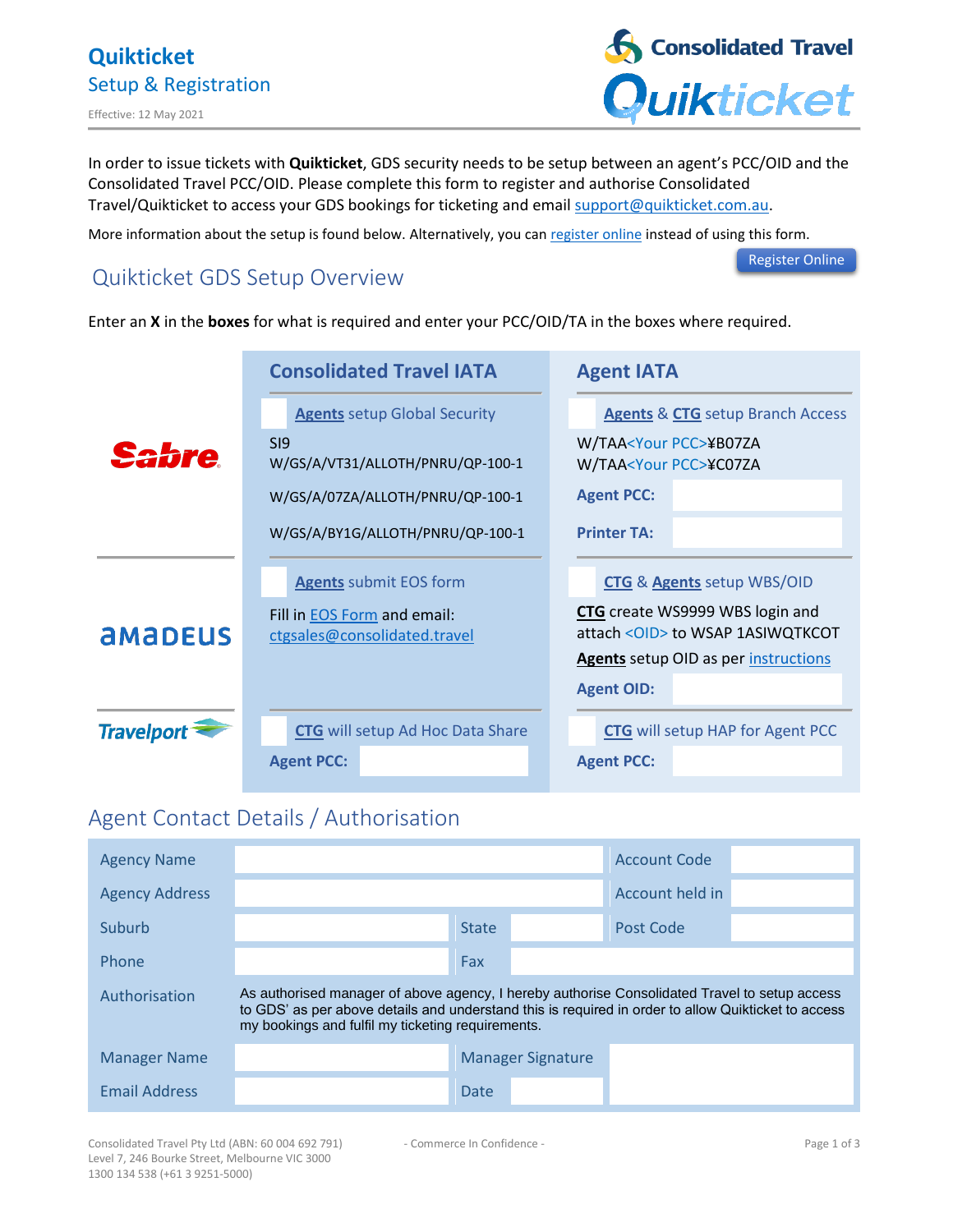# Quikticket

## Setup & Registration

Effective: 12 May 2021

Consolidated Travel
Quikticket

In order to issue tickets with **Quikticket**, GDS security needs to be setup between an agent's PCC/OID and the Consolidated Travel PCC/OID. Please complete this form to register and authorise Consolidated Travel/Quikticket to access your GDS bookings for ticketing and email support@quikticket.com.au.

More information about the setup is found below. Alternatively, you can register online instead of using this form.

Register Online

## Quikticket GDS Setup Overview

Enter an **X** in the **boxes** for what is required and enter your PCC/OID/TA in the boxes where required.

| | Consolidated Travel IATA | Agent IATA |
|---|---|---|
| Sabre | ☐ **Agents** setup Global Security<br>SI9<br>W/GS/A/VT31/ALLOTH/PNRU/QP-100-1<br>W/GS/A/07ZA/ALLOTH/PNRU/QP-100-1<br>W/GS/A/BY1G/ALLOTH/PNRU/QP-100-1 | ☐ **Agents** & **CTG** setup Branch Access<br>W/TAA<Your PCC>¥B07ZA<br>W/TAA<Your PCC>¥C07ZA<br>**Agent PCC:**<br>**Printer TA:** |
| Amadeus | ☐ **Agents** submit EOS form<br>Fill in EOS Form and email: ctgsales@consolidated.travel | ☐ **CTG** & **Agents** setup WBS/OID<br>**CTG** create WS9999 WBS login and attach <OID> to WSAP 1ASIWQTKCOT<br>**Agents** setup OID as per instructions<br>**Agent OID:** |
| Travelport | ☐ **CTG** will setup Ad Hoc Data Share<br>**Agent PCC:** | ☐ **CTG** will setup HAP for Agent PCC<br>**Agent PCC:** |

## Agent Contact Details / Authorisation

| | | | |
|---|---|---|---|
| Agency Name | | Account Code | |
| Agency Address | | Account held in | |
| Suburb | | State | Post Code |
| Phone | | Fax | |
| Authorisation | As authorised manager of above agency, I hereby authorise Consolidated Travel to setup access to GDS' as per above details and understand this is required in order to allow Quikticket to access my bookings and fulfil my ticketing requirements. | | |
| Manager Name | | Manager Signature | |
| Email Address | | Date | |

Consolidated Travel Pty Ltd (ABN: 60 004 692 791)
Level 7, 246 Bourke Street, Melbourne VIC 3000
1300 134 538 (+61 3 9251-5000)

- Commerce In Confidence -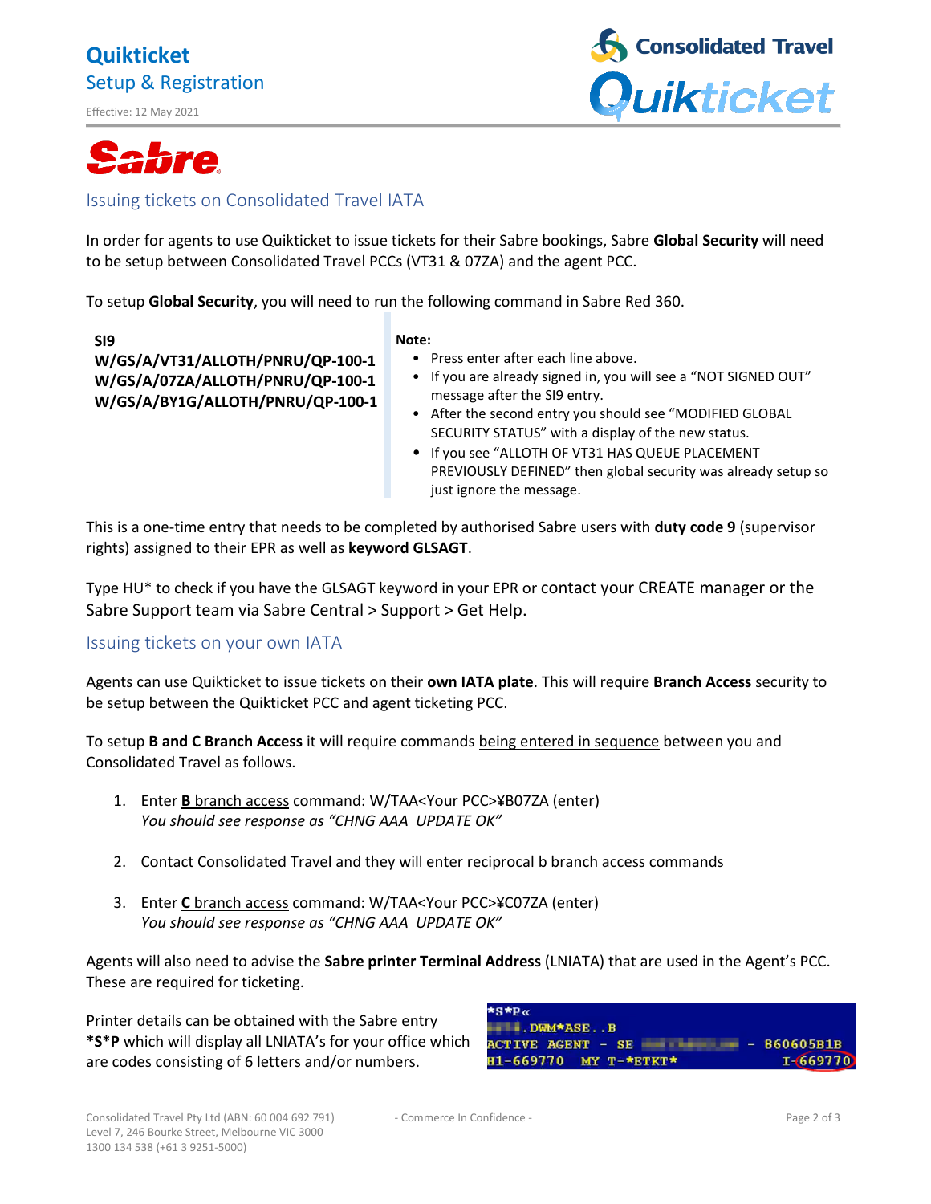Sabre

## Issuing tickets on Consolidated Travel IATA

In order for agents to use Quikticket to issue tickets for their Sabre bookings, Sabre **Global Security** will need to be setup between Consolidated Travel PCCs (VT31 & 07ZA) and the agent PCC.

To setup **Global Security**, you will need to run the following command in Sabre Red 360.

```
SI9
W/GS/A/VT31/ALLOTH/PNRU/QP-100-1
W/GS/A/07ZA/ALLOTH/PNRU/QP-100-1
W/GS/A/BY1G/ALLOTH/PNRU/QP-100-1
```

**Note:**

- Press enter after each line above.
- If you are already signed in, you will see a "NOT SIGNED OUT" message after the SI9 entry.
- After the second entry you should see "MODIFIED GLOBAL SECURITY STATUS" with a display of the new status.
- If you see "ALLOTH OF VT31 HAS QUEUE PLACEMENT PREVIOUSLY DEFINED" then global security was already setup so just ignore the message.

This is a one-time entry that needs to be completed by authorised Sabre users with **duty code 9** (supervisor rights) assigned to their EPR as well as **keyword GLSAGT**.

Type HU* to check if you have the GLSAGT keyword in your EPR or contact your CREATE manager or the Sabre Support team via Sabre Central > Support > Get Help.

## Issuing tickets on your own IATA

Agents can use Quikticket to issue tickets on their **own IATA plate**. This will require **Branch Access** security to be setup between the Quikticket PCC and agent ticketing PCC.

To setup **B and C Branch Access** it will require commands being entered in sequence between you and Consolidated Travel as follows.

1. Enter **B** branch access command: W/TAA<Your PCC>¥B07ZA (enter)
   *You should see response as "CHNG AAA UPDATE OK"*

2. Contact Consolidated Travel and they will enter reciprocal b branch access commands

3. Enter **C** branch access command: W/TAA<Your PCC>¥C07ZA (enter)
   *You should see response as "CHNG AAA UPDATE OK"*

Agents will also need to advise the **Sabre printer Terminal Address** (LNIATA) that are used in the Agent's PCC. These are required for ticketing.

Printer details can be obtained with the Sabre entry ***S*P** which will display all LNIATA's for your office which are codes consisting of 6 letters and/or numbers.

```
*S*P«
▇▇▇.DWM*ASE..B
ACTIVE AGENT - SE ▇▇▇▇▇▇▇▇ - 860605B1B
H1-669770 MY T-*ETKT* I-669770
```

Consolidated Travel Pty Ltd (ABN: 60 004 692 791)
Level 7, 246 Bourke Street, Melbourne VIC 3000
1300 134 538 (+61 3 9251-5000)

- Commerce In Confidence -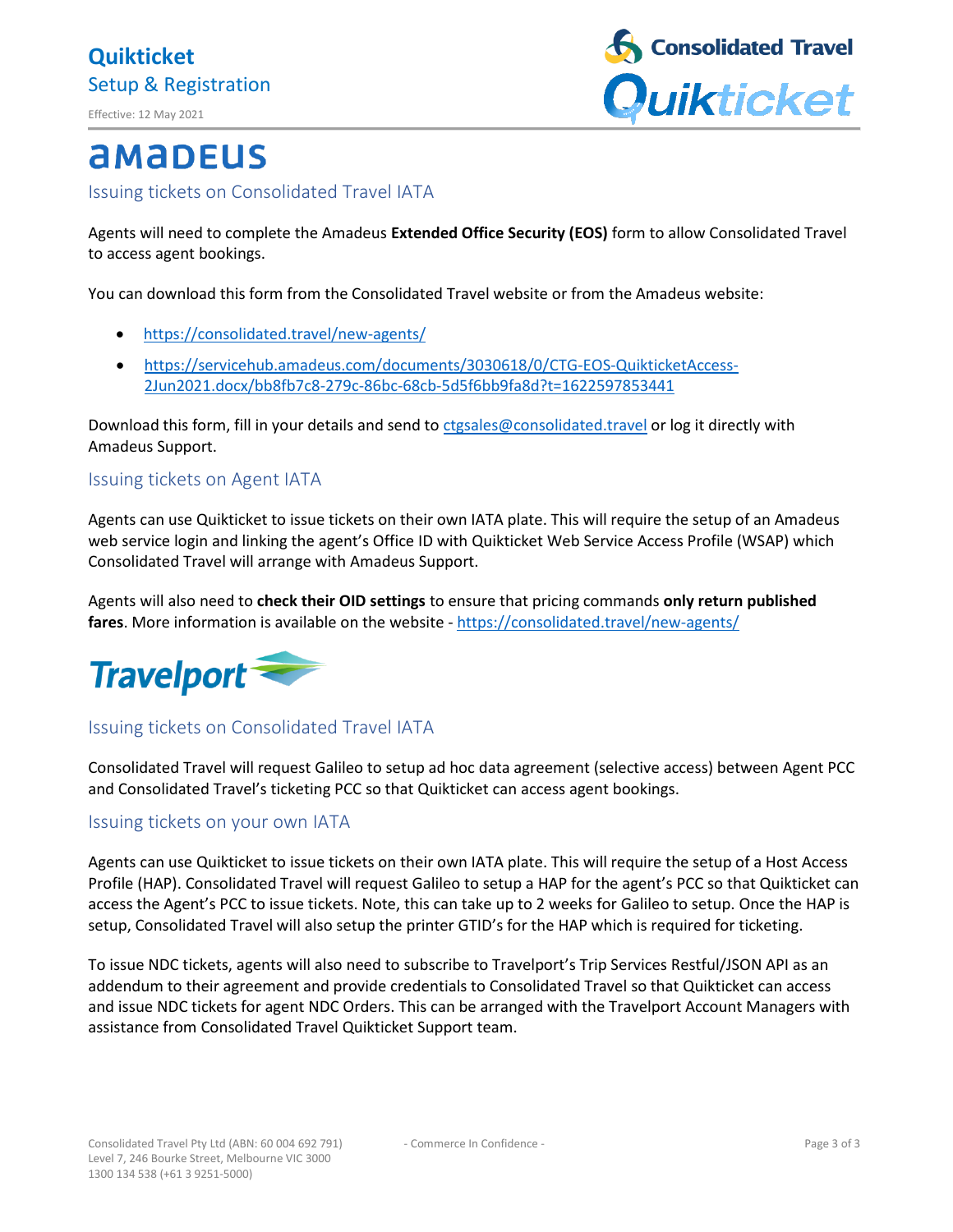# amadeus

## Issuing tickets on Consolidated Travel IATA

Agents will need to complete the Amadeus **Extended Office Security (EOS)** form to allow Consolidated Travel to access agent bookings.

You can download this form from the Consolidated Travel website or from the Amadeus website:

- https://consolidated.travel/new-agents/
- https://servicehub.amadeus.com/documents/3030618/0/CTG-EOS-QuikticketAccess-2Jun2021.docx/bb8fb7c8-279c-86bc-68cb-5d5f6bb9fa8d?t=1622597853441

Download this form, fill in your details and send to ctgsales@consolidated.travel or log it directly with Amadeus Support.

## Issuing tickets on Agent IATA

Agents can use Quikticket to issue tickets on their own IATA plate. This will require the setup of an Amadeus web service login and linking the agent's Office ID with Quikticket Web Service Access Profile (WSAP) which Consolidated Travel will arrange with Amadeus Support.

Agents will also need to **check their OID settings** to ensure that pricing commands **only return published fares**. More information is available on the website - https://consolidated.travel/new-agents/

# Travelport

## Issuing tickets on Consolidated Travel IATA

Consolidated Travel will request Galileo to setup ad hoc data agreement (selective access) between Agent PCC and Consolidated Travel's ticketing PCC so that Quikticket can access agent bookings.

## Issuing tickets on your own IATA

Agents can use Quikticket to issue tickets on their own IATA plate. This will require the setup of a Host Access Profile (HAP). Consolidated Travel will request Galileo to setup a HAP for the agent's PCC so that Quikticket can access the Agent's PCC to issue tickets. Note, this can take up to 2 weeks for Galileo to setup. Once the HAP is setup, Consolidated Travel will also setup the printer GTID's for the HAP which is required for ticketing.

To issue NDC tickets, agents will also need to subscribe to Travelport's Trip Services Restful/JSON API as an addendum to their agreement and provide credentials to Consolidated Travel so that Quikticket can access and issue NDC tickets for agent NDC Orders. This can be arranged with the Travelport Account Managers with assistance from Consolidated Travel Quikticket Support team.